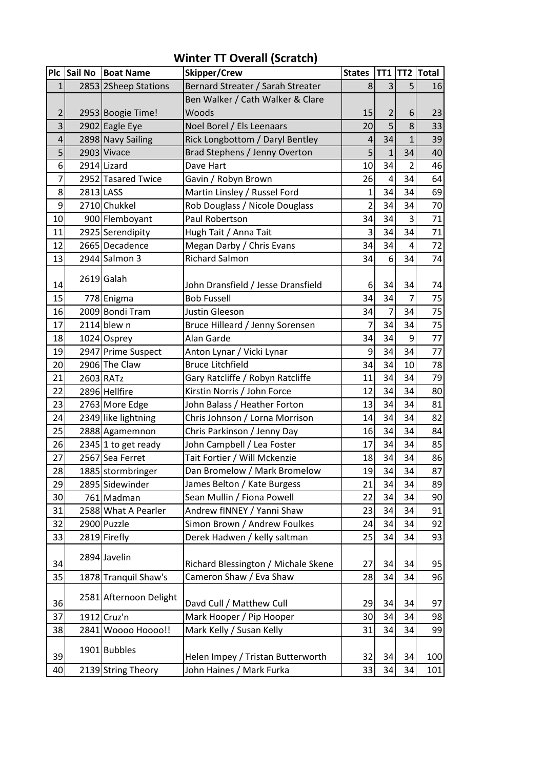# Winter TT Overall (Scratch)

| Plc | Sail No | Boat Name | Skipper/Crew | States | TT1 | TT2 | Total |
|---|---|---|---|---|---|---|---|
| 1 | 2853 | 2Sheep Stations | Bernard Streater / Sarah Streater | 8 | 3 | 5 | 16 |
| 2 | 2953 | Boogie Time! | Ben Walker / Cath Walker & Clare Woods | 15 | 2 | 6 | 23 |
| 3 | 2902 | Eagle Eye | Noel Borel / Els Leenaars | 20 | 5 | 8 | 33 |
| 4 | 2898 | Navy Sailing | Rick Longbottom / Daryl Bentley | 4 | 34 | 1 | 39 |
| 5 | 2903 | Vivace | Brad Stephens / Jenny Overton | 5 | 1 | 34 | 40 |
| 6 | 2914 | Lizard | Dave Hart | 10 | 34 | 2 | 46 |
| 7 | 2952 | Tasared Twice | Gavin / Robyn Brown | 26 | 4 | 34 | 64 |
| 8 | 2813 | LASS | Martin Linsley / Russel Ford | 1 | 34 | 34 | 69 |
| 9 | 2710 | Chukkel | Rob Douglass / Nicole Douglass | 2 | 34 | 34 | 70 |
| 10 | 900 | Flemboyant | Paul Robertson | 34 | 34 | 3 | 71 |
| 11 | 2925 | Serendipity | Hugh Tait / Anna Tait | 3 | 34 | 34 | 71 |
| 12 | 2665 | Decadence | Megan Darby / Chris Evans | 34 | 34 | 4 | 72 |
| 13 | 2944 | Salmon 3 | Richard Salmon | 34 | 6 | 34 | 74 |
| 14 | 2619 | Galah | John Dransfield / Jesse Dransfield | 6 | 34 | 34 | 74 |
| 15 | 778 | Enigma | Bob Fussell | 34 | 34 | 7 | 75 |
| 16 | 2009 | Bondi Tram | Justin Gleeson | 34 | 7 | 34 | 75 |
| 17 | 2114 | blew n | Bruce Hilleard / Jenny Sorensen | 7 | 34 | 34 | 75 |
| 18 | 1024 | Osprey | Alan Garde | 34 | 34 | 9 | 77 |
| 19 | 2947 | Prime Suspect | Anton Lynar / Vicki Lynar | 9 | 34 | 34 | 77 |
| 20 | 2906 | The Claw | Bruce Litchfield | 34 | 34 | 10 | 78 |
| 21 | 2603 | RATz | Gary Ratcliffe / Robyn Ratcliffe | 11 | 34 | 34 | 79 |
| 22 | 2896 | Hellfire | Kirstin Norris / John Force | 12 | 34 | 34 | 80 |
| 23 | 2763 | More Edge | John Balass / Heather Forton | 13 | 34 | 34 | 81 |
| 24 | 2349 | like lightning | Chris Johnson / Lorna Morrison | 14 | 34 | 34 | 82 |
| 25 | 2888 | Agamemnon | Chris Parkinson / Jenny Day | 16 | 34 | 34 | 84 |
| 26 | 2345 | 1 to get ready | John Campbell / Lea Foster | 17 | 34 | 34 | 85 |
| 27 | 2567 | Sea Ferret | Tait Fortier / Will Mckenzie | 18 | 34 | 34 | 86 |
| 28 | 1885 | stormbringer | Dan Bromelow / Mark Bromelow | 19 | 34 | 34 | 87 |
| 29 | 2895 | Sidewinder | James Belton / Kate Burgess | 21 | 34 | 34 | 89 |
| 30 | 761 | Madman | Sean Mullin / Fiona Powell | 22 | 34 | 34 | 90 |
| 31 | 2588 | What A Pearler | Andrew fINNEY / Yanni Shaw | 23 | 34 | 34 | 91 |
| 32 | 2900 | Puzzle | Simon Brown / Andrew Foulkes | 24 | 34 | 34 | 92 |
| 33 | 2819 | Firefly | Derek Hadwen / kelly saltman | 25 | 34 | 34 | 93 |
| 34 | 2894 | Javelin | Richard Blessington / Michale Skene | 27 | 34 | 34 | 95 |
| 35 | 1878 | Tranquil Shaw's | Cameron Shaw / Eva Shaw | 28 | 34 | 34 | 96 |
| 36 | 2581 | Afternoon Delight | Davd Cull / Matthew Cull | 29 | 34 | 34 | 97 |
| 37 | 1912 | Cruz'n | Mark Hooper / Pip Hooper | 30 | 34 | 34 | 98 |
| 38 | 2841 | Woooo Hoooo!! | Mark Kelly / Susan Kelly | 31 | 34 | 34 | 99 |
| 39 | 1901 | Bubbles | Helen Impey / Tristan Butterworth | 32 | 34 | 34 | 100 |
| 40 | 2139 | String Theory | John Haines / Mark Furka | 33 | 34 | 34 | 101 |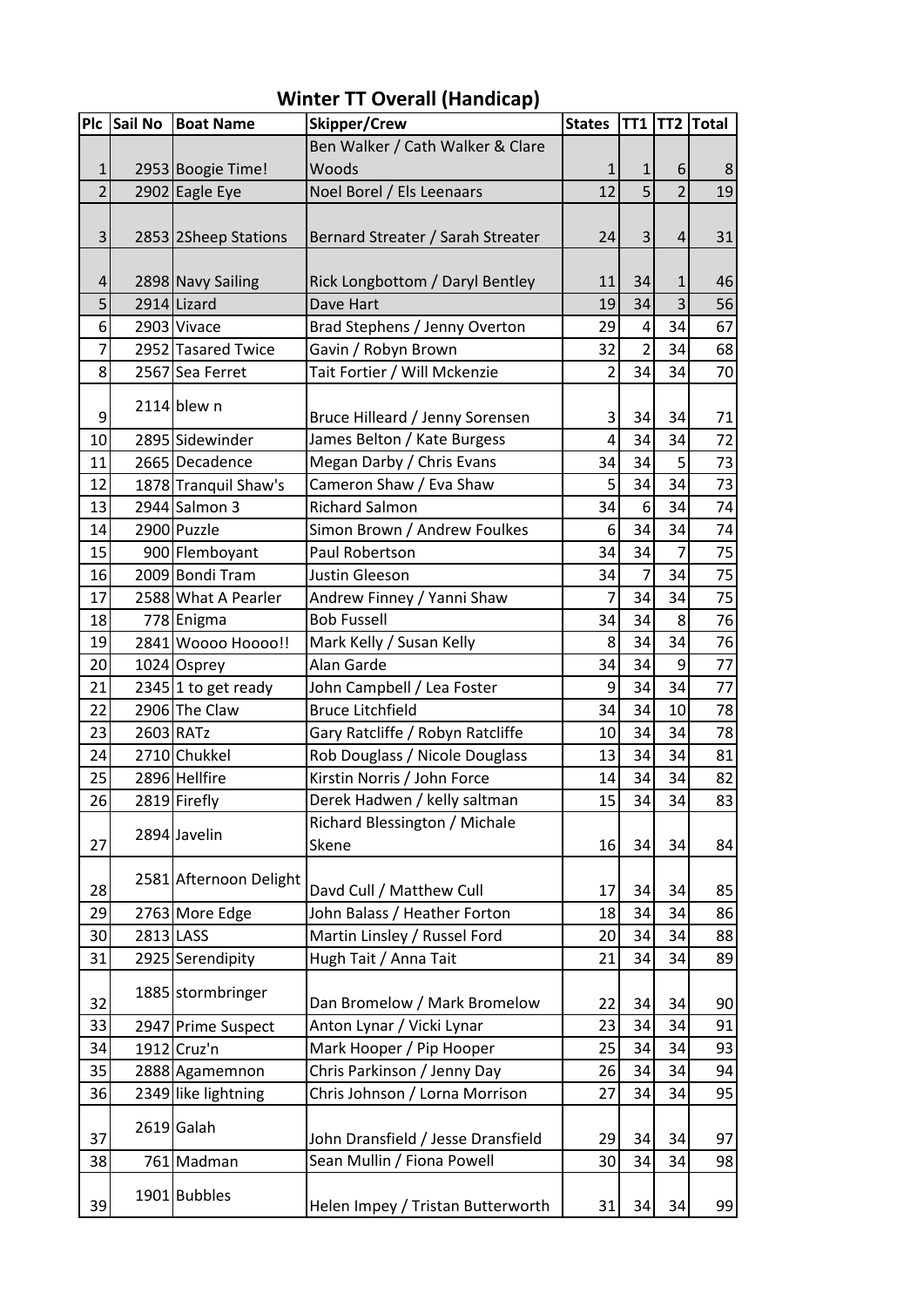# Winter TT Overall (Handicap)

| Plc | Sail No | Boat Name | Skipper/Crew | States | TT1 | TT2 | Total |
|---|---|---|---|---|---|---|---|
| 1 | 2953 | Boogie Time! | Ben Walker / Cath Walker & Clare Woods | 1 | 1 | 6 | 8 |
| 2 | 2902 | Eagle Eye | Noel Borel / Els Leenaars | 12 | 5 | 2 | 19 |
| 3 | 2853 | 2Sheep Stations | Bernard Streater / Sarah Streater | 24 | 3 | 4 | 31 |
| 4 | 2898 | Navy Sailing | Rick Longbottom / Daryl Bentley | 11 | 34 | 1 | 46 |
| 5 | 2914 | Lizard | Dave Hart | 19 | 34 | 3 | 56 |
| 6 | 2903 | Vivace | Brad Stephens / Jenny Overton | 29 | 4 | 34 | 67 |
| 7 | 2952 | Tasared Twice | Gavin / Robyn Brown | 32 | 2 | 34 | 68 |
| 8 | 2567 | Sea Ferret | Tait Fortier / Will Mckenzie | 2 | 34 | 34 | 70 |
| 9 | 2114 | blew n | Bruce Hilleard / Jenny Sorensen | 3 | 34 | 34 | 71 |
| 10 | 2895 | Sidewinder | James Belton / Kate Burgess | 4 | 34 | 34 | 72 |
| 11 | 2665 | Decadence | Megan Darby / Chris Evans | 34 | 34 | 5 | 73 |
| 12 | 1878 | Tranquil Shaw's | Cameron Shaw / Eva Shaw | 5 | 34 | 34 | 73 |
| 13 | 2944 | Salmon 3 | Richard Salmon | 34 | 6 | 34 | 74 |
| 14 | 2900 | Puzzle | Simon Brown / Andrew Foulkes | 6 | 34 | 34 | 74 |
| 15 | 900 | Flemboyant | Paul Robertson | 34 | 34 | 7 | 75 |
| 16 | 2009 | Bondi Tram | Justin Gleeson | 34 | 7 | 34 | 75 |
| 17 | 2588 | What A Pearler | Andrew Finney / Yanni Shaw | 7 | 34 | 34 | 75 |
| 18 | 778 | Enigma | Bob Fussell | 34 | 34 | 8 | 76 |
| 19 | 2841 | Woooo Hoooo!! | Mark Kelly / Susan Kelly | 8 | 34 | 34 | 76 |
| 20 | 1024 | Osprey | Alan Garde | 34 | 34 | 9 | 77 |
| 21 | 2345 | 1 to get ready | John Campbell / Lea Foster | 9 | 34 | 34 | 77 |
| 22 | 2906 | The Claw | Bruce Litchfield | 34 | 34 | 10 | 78 |
| 23 | 2603 | RATz | Gary Ratcliffe / Robyn Ratcliffe | 10 | 34 | 34 | 78 |
| 24 | 2710 | Chukkel | Rob Douglass / Nicole Douglass | 13 | 34 | 34 | 81 |
| 25 | 2896 | Hellfire | Kirstin Norris / John Force | 14 | 34 | 34 | 82 |
| 26 | 2819 | Firefly | Derek Hadwen / kelly saltman | 15 | 34 | 34 | 83 |
| 27 | 2894 | Javelin | Richard Blessington / Michale Skene | 16 | 34 | 34 | 84 |
| 28 | 2581 | Afternoon Delight | Davd Cull / Matthew Cull | 17 | 34 | 34 | 85 |
| 29 | 2763 | More Edge | John Balass / Heather Forton | 18 | 34 | 34 | 86 |
| 30 | 2813 | LASS | Martin Linsley / Russel Ford | 20 | 34 | 34 | 88 |
| 31 | 2925 | Serendipity | Hugh Tait / Anna Tait | 21 | 34 | 34 | 89 |
| 32 | 1885 | stormbringer | Dan Bromelow / Mark Bromelow | 22 | 34 | 34 | 90 |
| 33 | 2947 | Prime Suspect | Anton Lynar / Vicki Lynar | 23 | 34 | 34 | 91 |
| 34 | 1912 | Cruz'n | Mark Hooper / Pip Hooper | 25 | 34 | 34 | 93 |
| 35 | 2888 | Agamemnon | Chris Parkinson / Jenny Day | 26 | 34 | 34 | 94 |
| 36 | 2349 | like lightning | Chris Johnson / Lorna Morrison | 27 | 34 | 34 | 95 |
| 37 | 2619 | Galah | John Dransfield / Jesse Dransfield | 29 | 34 | 34 | 97 |
| 38 | 761 | Madman | Sean Mullin / Fiona Powell | 30 | 34 | 34 | 98 |
| 39 | 1901 | Bubbles | Helen Impey / Tristan Butterworth | 31 | 34 | 34 | 99 |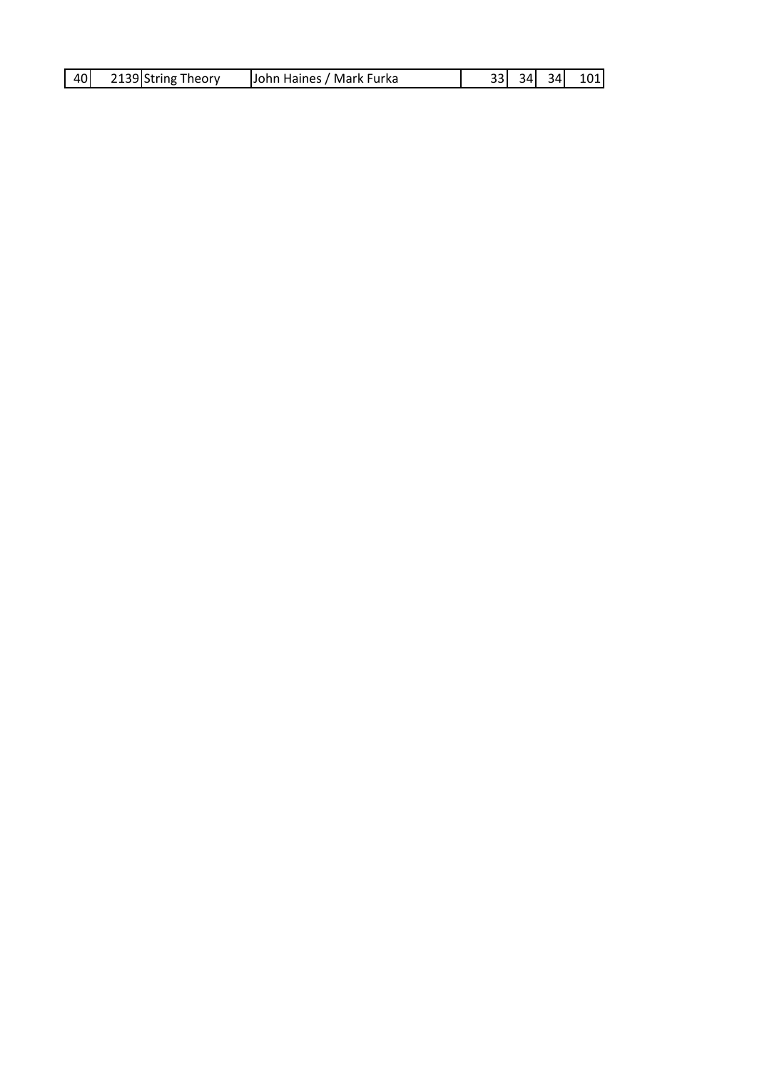| | | | | | | | | |
|---|---|---|---|---|---|---|---|---|
| 40 | 2139 | String Theory | John Haines / Mark Furka | | 33 | 34 | 34 | 101 |